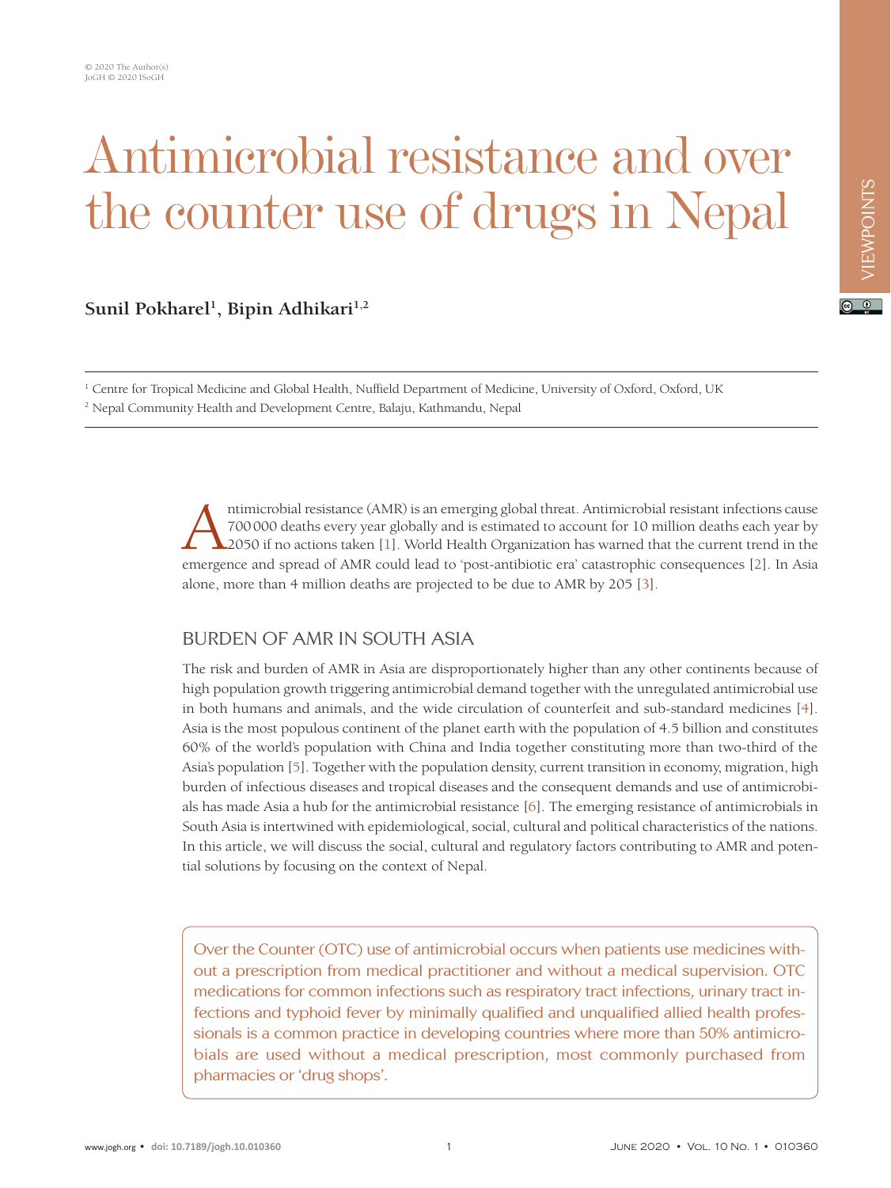# Antimicrobial resistance and over the counter use of drugs in Nepal

**Sunil Pokharel[1], Bipin Adhikari[1,2]**

[1] Centre for Tropical Medicine and Global Health, Nuffield Department of Medicine, University of Oxford, Oxford, UK

[2] Nepal Community Health and Development Centre, Balaju, Kathmandu, Nepal

Antimicrobial resistance (AMR) is an emerging global threat. Antimicrobial resistant infections cause 700 000 deaths every year globally and is estimated to account for 10 million deaths each year by 2050 if no actions taken [1]. World Health Organization has warned that the current trend in the emergence and spread of AMR could lead to 'post-antibiotic era' catastrophic consequences [2]. In Asia alone, more than 4 million deaths are projected to be due to AMR by 205 [3].

## BURDEN OF AMR IN SOUTH ASIA

The risk and burden of AMR in Asia are disproportionately higher than any other continents because of high population growth triggering antimicrobial demand together with the unregulated antimicrobial use in both humans and animals, and the wide circulation of counterfeit and sub-standard medicines [4]. Asia is the most populous continent of the planet earth with the population of 4.5 billion and constitutes 60% of the world's population with China and India together constituting more than two-third of the Asia's population [5]. Together with the population density, current transition in economy, migration, high burden of infectious diseases and tropical diseases and the consequent demands and use of antimicrobials has made Asia a hub for the antimicrobial resistance [6]. The emerging resistance of antimicrobials in South Asia is intertwined with epidemiological, social, cultural and political characteristics of the nations. In this article, we will discuss the social, cultural and regulatory factors contributing to AMR and potential solutions by focusing on the context of Nepal.

> Over the Counter (OTC) use of antimicrobial occurs when patients use medicines without a prescription from medical practitioner and without a medical supervision. OTC medications for common infections such as respiratory tract infections, urinary tract infections and typhoid fever by minimally qualified and unqualified allied health professionals is a common practice in developing countries where more than 50% antimicrobials are used without a medical prescription, most commonly purchased from pharmacies or 'drug shops'.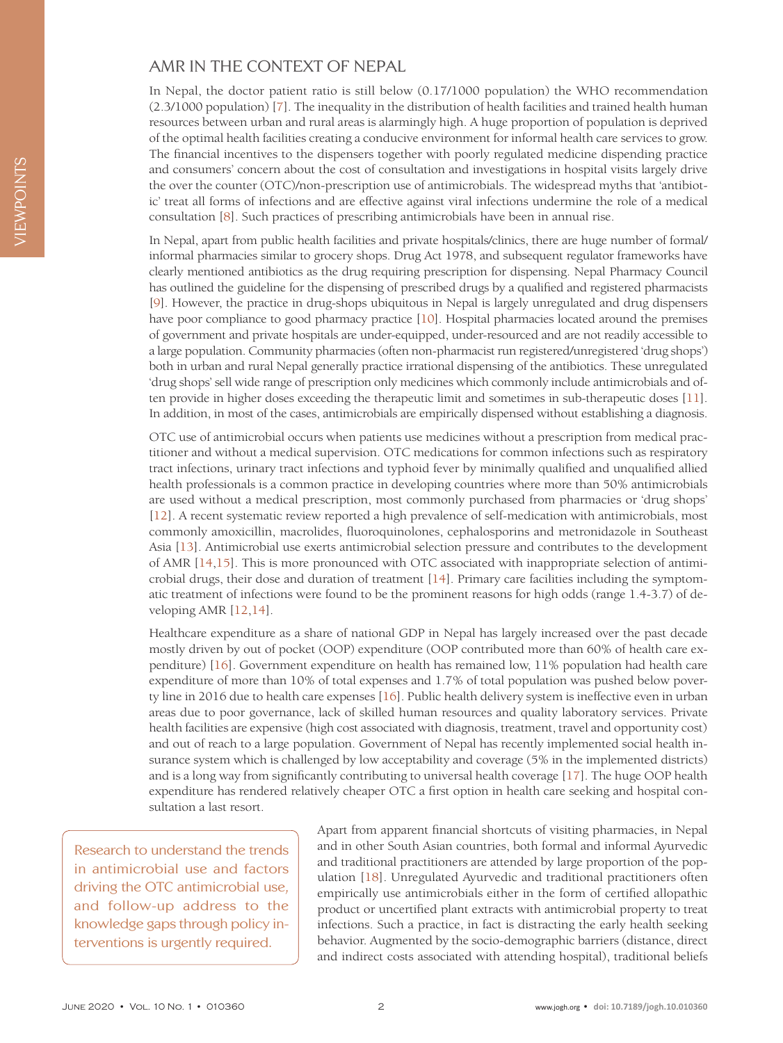## AMR IN THE CONTEXT OF NEPAL

In Nepal, the doctor patient ratio is still below (0.17/1000 population) the WHO recommendation (2.3/1000 population) [7]. The inequality in the distribution of health facilities and trained health human resources between urban and rural areas is alarmingly high. A huge proportion of population is deprived of the optimal health facilities creating a conducive environment for informal health care services to grow. The financial incentives to the dispensers together with poorly regulated medicine dispending practice and consumers' concern about the cost of consultation and investigations in hospital visits largely drive the over the counter (OTC)/non-prescription use of antimicrobials. The widespread myths that 'antibiotic' treat all forms of infections and are effective against viral infections undermine the role of a medical consultation [8]. Such practices of prescribing antimicrobials have been in annual rise.

In Nepal, apart from public health facilities and private hospitals/clinics, there are huge number of formal/informal pharmacies similar to grocery shops. Drug Act 1978, and subsequent regulator frameworks have clearly mentioned antibiotics as the drug requiring prescription for dispensing. Nepal Pharmacy Council has outlined the guideline for the dispensing of prescribed drugs by a qualified and registered pharmacists [9]. However, the practice in drug-shops ubiquitous in Nepal is largely unregulated and drug dispensers have poor compliance to good pharmacy practice [10]. Hospital pharmacies located around the premises of government and private hospitals are under-equipped, under-resourced and are not readily accessible to a large population. Community pharmacies (often non-pharmacist run registered/unregistered 'drug shops') both in urban and rural Nepal generally practice irrational dispensing of the antibiotics. These unregulated 'drug shops' sell wide range of prescription only medicines which commonly include antimicrobials and often provide in higher doses exceeding the therapeutic limit and sometimes in sub-therapeutic doses [11]. In addition, in most of the cases, antimicrobials are empirically dispensed without establishing a diagnosis.

OTC use of antimicrobial occurs when patients use medicines without a prescription from medical practitioner and without a medical supervision. OTC medications for common infections such as respiratory tract infections, urinary tract infections and typhoid fever by minimally qualified and unqualified allied health professionals is a common practice in developing countries where more than 50% antimicrobials are used without a medical prescription, most commonly purchased from pharmacies or 'drug shops' [12]. A recent systematic review reported a high prevalence of self-medication with antimicrobials, most commonly amoxicillin, macrolides, fluoroquinolones, cephalosporins and metronidazole in Southeast Asia [13]. Antimicrobial use exerts antimicrobial selection pressure and contributes to the development of AMR [14,15]. This is more pronounced with OTC associated with inappropriate selection of antimicrobial drugs, their dose and duration of treatment [14]. Primary care facilities including the symptomatic treatment of infections were found to be the prominent reasons for high odds (range 1.4-3.7) of developing AMR [12,14].

Healthcare expenditure as a share of national GDP in Nepal has largely increased over the past decade mostly driven by out of pocket (OOP) expenditure (OOP contributed more than 60% of health care expenditure) [16]. Government expenditure on health has remained low, 11% population had health care expenditure of more than 10% of total expenses and 1.7% of total population was pushed below poverty line in 2016 due to health care expenses [16]. Public health delivery system is ineffective even in urban areas due to poor governance, lack of skilled human resources and quality laboratory services. Private health facilities are expensive (high cost associated with diagnosis, treatment, travel and opportunity cost) and out of reach to a large population. Government of Nepal has recently implemented social health insurance system which is challenged by low acceptability and coverage (5% in the implemented districts) and is a long way from significantly contributing to universal health coverage [17]. The huge OOP health expenditure has rendered relatively cheaper OTC a first option in health care seeking and hospital consultation a last resort.

> Research to understand the trends in antimicrobial use and factors driving the OTC antimicrobial use, and follow-up address to the knowledge gaps through policy interventions is urgently required.

Apart from apparent financial shortcuts of visiting pharmacies, in Nepal and in other South Asian countries, both formal and informal Ayurvedic and traditional practitioners are attended by large proportion of the population [18]. Unregulated Ayurvedic and traditional practitioners often empirically use antimicrobials either in the form of certified allopathic product or uncertified plant extracts with antimicrobial property to treat infections. Such a practice, in fact is distracting the early health seeking behavior. Augmented by the socio-demographic barriers (distance, direct and indirect costs associated with attending hospital), traditional beliefs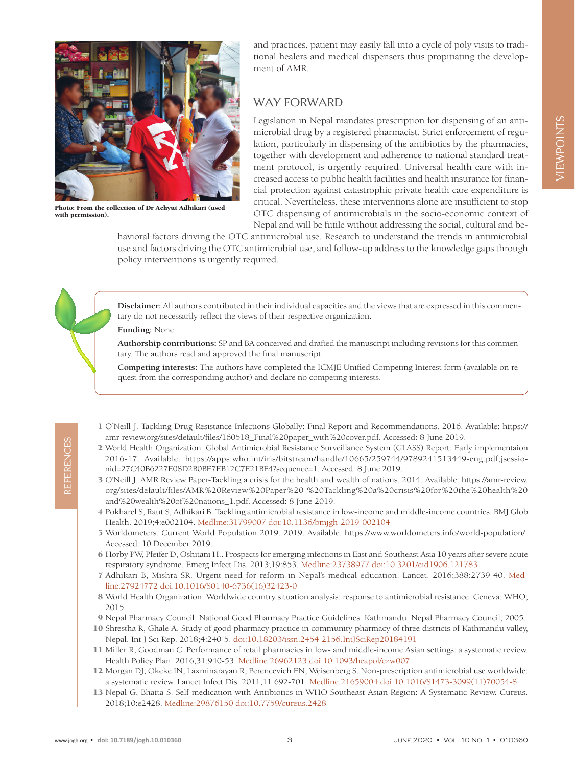Photo: From the collection of Dr Achyut Adhikari (used with permission).

and practices, patient may easily fall into a cycle of poly visits to traditional healers and medical dispensers thus propitiating the development of AMR.

## WAY FORWARD

Legislation in Nepal mandates prescription for dispensing of an antimicrobial drug by a registered pharmacist. Strict enforcement of regulation, particularly in dispensing of the antibiotics by the pharmacies, together with development and adherence to national standard treatment protocol, is urgently required. Universal health care with increased access to public health facilities and health insurance for financial protection against catastrophic private health care expenditure is critical. Nevertheless, these interventions alone are insufficient to stop OTC dispensing of antimicrobials in the socio-economic context of Nepal and will be futile without addressing the social, cultural and behavioral factors driving the OTC antimicrobial use. Research to understand the trends in antimicrobial use and factors driving the OTC antimicrobial use, and follow-up address to the knowledge gaps through policy interventions is urgently required.

**Disclaimer:** All authors contributed in their individual capacities and the views that are expressed in this commentary do not necessarily reflect the views of their respective organization.

**Funding:** None.

**Authorship contributions:** SP and BA conceived and drafted the manuscript including revisions for this commentary. The authors read and approved the final manuscript.

**Competing interests:** The authors have completed the ICMJE Unified Competing Interest form (available on request from the corresponding author) and declare no competing interests.

## REFERENCES

1. O'Neill J. Tackling Drug-Resistance Infections Globally: Final Report and Recommendations. 2016. Available: https://amr-review.org/sites/default/files/160518_Final%20paper_with%20cover.pdf. Accessed: 8 June 2019.
2. World Health Organization. Global Antimicrobial Resistance Surveillance System (GLASS) Report: Early implementaion 2016-17. Available: https://apps.who.int/iris/bitstream/handle/10665/259744/9789241513449-eng.pdf;jsessionid=27C40B6227E08D2B0BE7EB12C7E21BE4?sequence=1. Accessed: 8 June 2019.
3. O'Neill J. AMR Review Paper-Tackling a crisis for the health and wealth of nations. 2014. Available: https://amr-review.org/sites/default/files/AMR%20Review%20Paper%20-%20Tackling%20a%20crisis%20for%20the%20health%20and%20wealth%20of%20nations_1.pdf. Accessed: 8 June 2019.
4. Pokharel S, Raut S, Adhikari B. Tackling antimicrobial resistance in low-income and middle-income countries. BMJ Glob Health. 2019;4:e002104. Medline:31799007 doi:10.1136/bmjgh-2019-002104
5. Worldometers. Current World Population 2019. 2019. Available: https://www.worldometers.info/world-population/. Accessed: 10 December 2019.
6. Horby PW, Pfeifer D, Oshitani H.. Prospects for emerging infections in East and Southeast Asia 10 years after severe acute respiratory syndrome. Emerg Infect Dis. 2013;19:853. Medline:23738977 doi:10.3201/eid1906.121783
7. Adhikari B, Mishra SR. Urgent need for reform in Nepal's medical education. Lancet. 2016;388:2739-40. Medline:27924772 doi:10.1016/S0140-6736(16)32423-0
8. World Health Organization. Worldwide country situation analysis: response to antimicrobial resistance. Geneva: WHO; 2015.
9. Nepal Pharmacy Council. National Good Pharmacy Practice Guidelines. Kathmandu: Nepal Pharmacy Council; 2005.
10. Shrestha R, Ghale A. Study of good pharmacy practice in community pharmacy of three districts of Kathmandu valley, Nepal. Int J Sci Rep. 2018;4:240-5. doi:10.18203/issn.2454-2156.IntJSciRep20184191
11. Miller R, Goodman C. Performance of retail pharmacies in low- and middle-income Asian settings: a systematic review. Health Policy Plan. 2016;31:940-53. Medline:26962123 doi:10.1093/heapol/czw007
12. Morgan DJ, Okeke IN, Laxminarayan R, Perencevich EN, Weisenberg S. Non-prescription antimicrobial use worldwide: a systematic review. Lancet Infect Dis. 2011;11:692-701. Medline:21659004 doi:10.1016/S1473-3099(11)70054-8
13. Nepal G, Bhatta S. Self-medication with Antibiotics in WHO Southeast Asian Region: A Systematic Review. Cureus. 2018;10:e2428. Medline:29876150 doi:10.7759/cureus.2428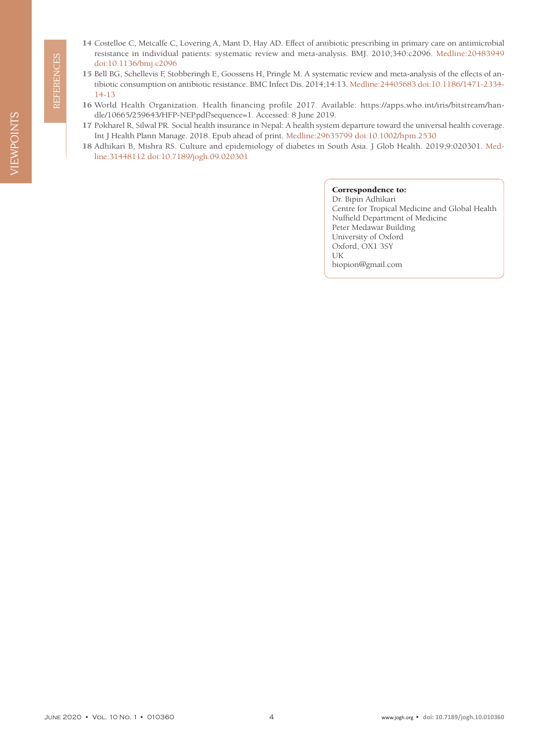14 Costelloe C, Metcalfe C, Lovering A, Mant D, Hay AD. Effect of antibiotic prescribing in primary care on antimicrobial resistance in individual patients: systematic review and meta-analysis. BMJ. 2010;340:c2096. Medline:20483949 doi:10.1136/bmj.c2096

15 Bell BG, Schellevis F, Stobberingh E, Goossens H, Pringle M. A systematic review and meta-analysis of the effects of antibiotic consumption on antibiotic resistance. BMC Infect Dis. 2014;14:13. Medline:24405683 doi:10.1186/1471-2334-14-13

16 World Health Organization. Health financing profile 2017. Available: https://apps.who.int/iris/bitstream/handle/10665/259643/HFP-NEP.pdf?sequence=1. Accessed: 8 June 2019.

17 Pokharel R, Silwal PR. Social health insurance in Nepal: A health system departure toward the universal health coverage. Int J Health Plann Manage. 2018. Epub ahead of print. Medline:29635799 doi:10.1002/hpm.2530

18 Adhikari B, Mishra RS. Culture and epidemiology of diabetes in South Asia. J Glob Health. 2019;9:020301. Medline:31448112 doi:10.7189/jogh.09.020301

**Correspondence to:**
Dr. Bipin Adhikari
Centre for Tropical Medicine and Global Health
Nuffield Department of Medicine
Peter Medawar Building
University of Oxford
Oxford, OX1 3SY
UK
biopion@gmail.com